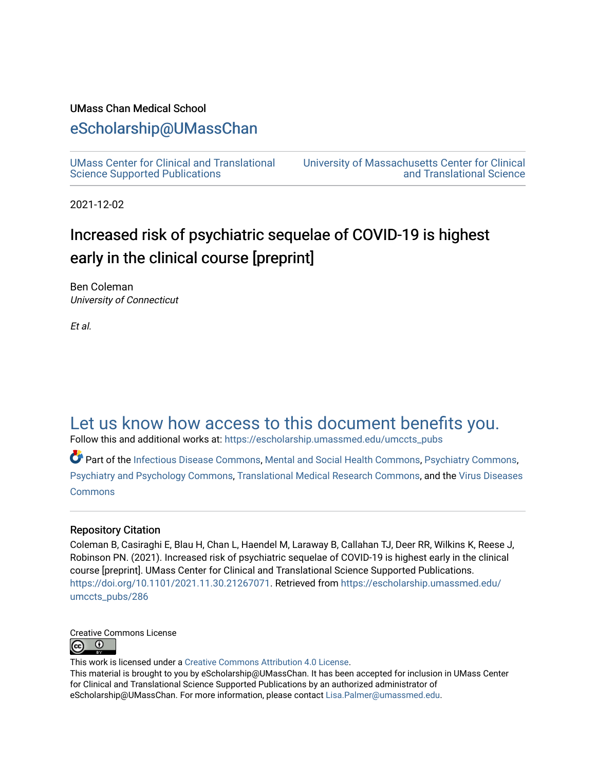UMass Chan Medical School

## eScholarship@UMassChan

UMass Center for Clinical and Translational Science Supported Publications

University of Massachusetts Center for Clinical and Translational Science

2021-12-02

# Increased risk of psychiatric sequelae of COVID-19 is highest early in the clinical course [preprint]

Ben Coleman
*University of Connecticut*

*Et al.*

## Let us know how access to this document benefits you.

Follow this and additional works at: https://escholarship.umassmed.edu/umccts_pubs

Part of the Infectious Disease Commons, Mental and Social Health Commons, Psychiatry Commons, Psychiatry and Psychology Commons, Translational Medical Research Commons, and the Virus Diseases Commons

### Repository Citation

Coleman B, Casiraghi E, Blau H, Chan L, Haendel M, Laraway B, Callahan TJ, Deer RR, Wilkins K, Reese J, Robinson PN. (2021). Increased risk of psychiatric sequelae of COVID-19 is highest early in the clinical course [preprint]. UMass Center for Clinical and Translational Science Supported Publications. https://doi.org/10.1101/2021.11.30.21267071. Retrieved from https://escholarship.umassmed.edu/umccts_pubs/286

Creative Commons License

This work is licensed under a Creative Commons Attribution 4.0 License.
This material is brought to you by eScholarship@UMassChan. It has been accepted for inclusion in UMass Center for Clinical and Translational Science Supported Publications by an authorized administrator of eScholarship@UMassChan. For more information, please contact Lisa.Palmer@umassmed.edu.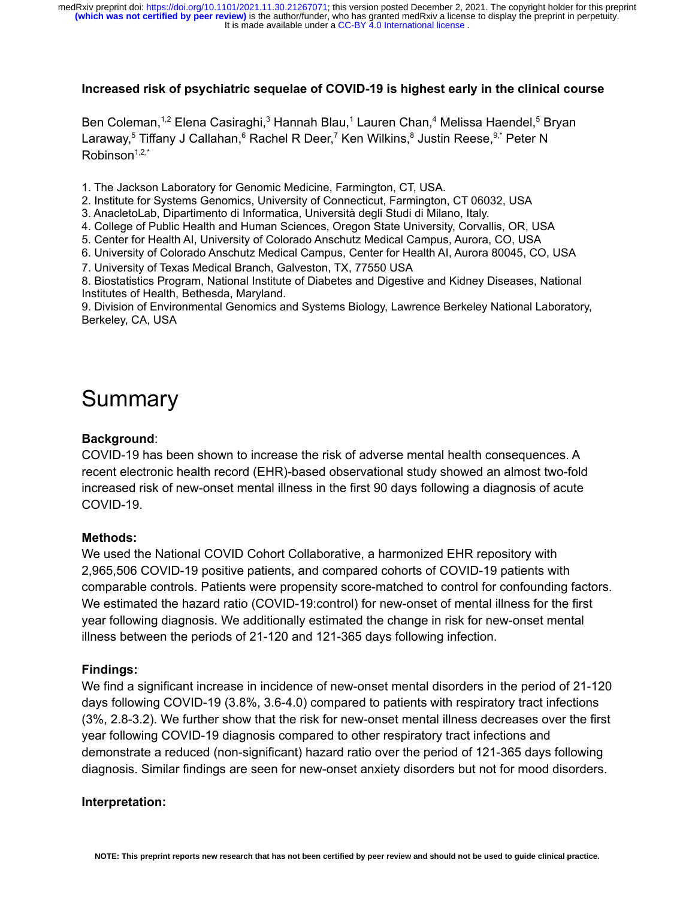**Increased risk of psychiatric sequelae of COVID-19 is highest early in the clinical course**

Ben Coleman,[1,2] Elena Casiraghi,[3] Hannah Blau,[1] Lauren Chan,[4] Melissa Haendel,[5] Bryan Laraway,[5] Tiffany J Callahan,[6] Rachel R Deer,[7] Ken Wilkins,[8] Justin Reese,[9,*] Peter N Robinson[1,2,*]

1. The Jackson Laboratory for Genomic Medicine, Farmington, CT, USA.
2. Institute for Systems Genomics, University of Connecticut, Farmington, CT 06032, USA
3. AnacletoLab, Dipartimento di Informatica, Università degli Studi di Milano, Italy.
4. College of Public Health and Human Sciences, Oregon State University, Corvallis, OR, USA
5. Center for Health AI, University of Colorado Anschutz Medical Campus, Aurora, CO, USA
6. University of Colorado Anschutz Medical Campus, Center for Health AI, Aurora 80045, CO, USA
7. University of Texas Medical Branch, Galveston, TX, 77550 USA
8. Biostatistics Program, National Institute of Diabetes and Digestive and Kidney Diseases, National Institutes of Health, Bethesda, Maryland.
9. Division of Environmental Genomics and Systems Biology, Lawrence Berkeley National Laboratory, Berkeley, CA, USA

# Summary

**Background**:
COVID-19 has been shown to increase the risk of adverse mental health consequences. A recent electronic health record (EHR)-based observational study showed an almost two-fold increased risk of new-onset mental illness in the first 90 days following a diagnosis of acute COVID-19.

**Methods:**
We used the National COVID Cohort Collaborative, a harmonized EHR repository with 2,965,506 COVID-19 positive patients, and compared cohorts of COVID-19 patients with comparable controls. Patients were propensity score-matched to control for confounding factors. We estimated the hazard ratio (COVID-19:control) for new-onset of mental illness for the first year following diagnosis. We additionally estimated the change in risk for new-onset mental illness between the periods of 21-120 and 121-365 days following infection.

**Findings:**
We find a significant increase in incidence of new-onset mental disorders in the period of 21-120 days following COVID-19 (3.8%, 3.6-4.0) compared to patients with respiratory tract infections (3%, 2.8-3.2). We further show that the risk for new-onset mental illness decreases over the first year following COVID-19 diagnosis compared to other respiratory tract infections and demonstrate a reduced (non-significant) hazard ratio over the period of 121-365 days following diagnosis. Similar findings are seen for new-onset anxiety disorders but not for mood disorders.

**Interpretation:**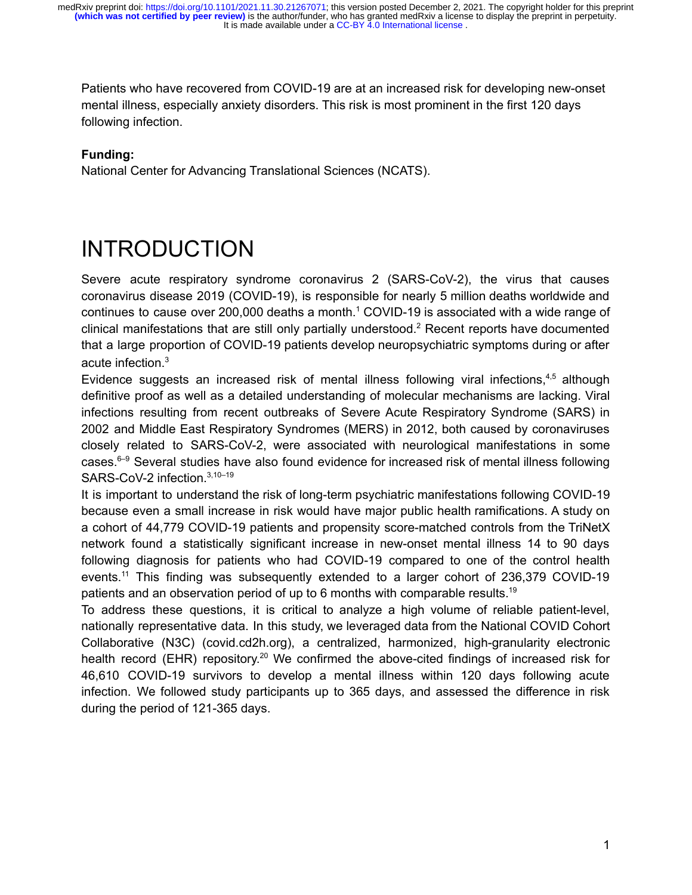Patients who have recovered from COVID-19 are at an increased risk for developing new-onset mental illness, especially anxiety disorders. This risk is most prominent in the first 120 days following infection.

**Funding:**

National Center for Advancing Translational Sciences (NCATS).

# INTRODUCTION

Severe acute respiratory syndrome coronavirus 2 (SARS-CoV-2), the virus that causes coronavirus disease 2019 (COVID-19), is responsible for nearly 5 million deaths worldwide and continues to cause over 200,000 deaths a month.[1] COVID-19 is associated with a wide range of clinical manifestations that are still only partially understood.[2] Recent reports have documented that a large proportion of COVID-19 patients develop neuropsychiatric symptoms during or after acute infection.[3]

Evidence suggests an increased risk of mental illness following viral infections,[4,5] although definitive proof as well as a detailed understanding of molecular mechanisms are lacking. Viral infections resulting from recent outbreaks of Severe Acute Respiratory Syndrome (SARS) in 2002 and Middle East Respiratory Syndromes (MERS) in 2012, both caused by coronaviruses closely related to SARS-CoV-2, were associated with neurological manifestations in some cases.[6–9] Several studies have also found evidence for increased risk of mental illness following SARS-CoV-2 infection.[3,10–19]

It is important to understand the risk of long-term psychiatric manifestations following COVID-19 because even a small increase in risk would have major public health ramifications. A study on a cohort of 44,779 COVID-19 patients and propensity score-matched controls from the TriNetX network found a statistically significant increase in new-onset mental illness 14 to 90 days following diagnosis for patients who had COVID-19 compared to one of the control health events.[11] This finding was subsequently extended to a larger cohort of 236,379 COVID-19 patients and an observation period of up to 6 months with comparable results.[19]

To address these questions, it is critical to analyze a high volume of reliable patient-level, nationally representative data. In this study, we leveraged data from the National COVID Cohort Collaborative (N3C) (covid.cd2h.org), a centralized, harmonized, high-granularity electronic health record (EHR) repository.[20] We confirmed the above-cited findings of increased risk for 46,610 COVID-19 survivors to develop a mental illness within 120 days following acute infection. We followed study participants up to 365 days, and assessed the difference in risk during the period of 121-365 days.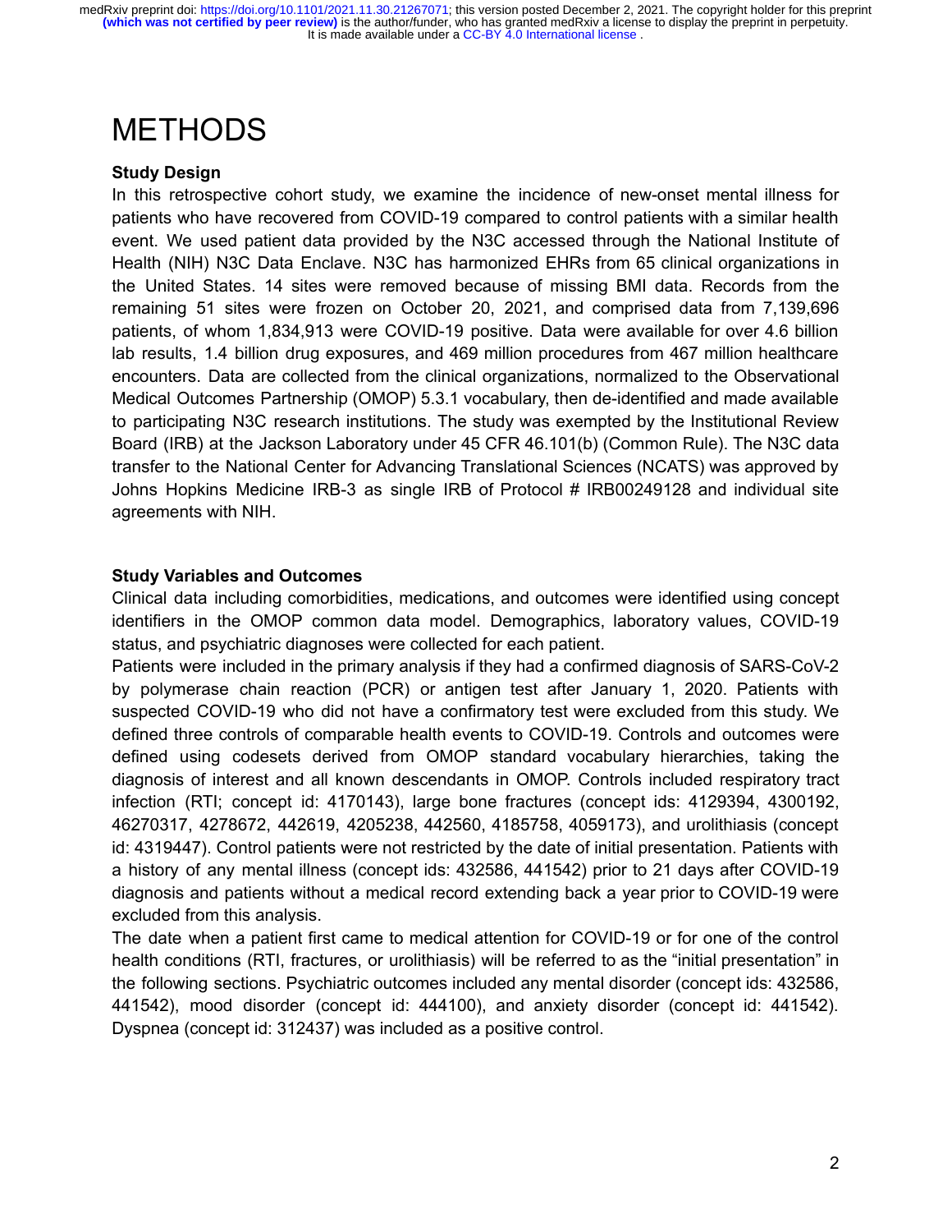# METHODS

### Study Design

In this retrospective cohort study, we examine the incidence of new-onset mental illness for patients who have recovered from COVID-19 compared to control patients with a similar health event. We used patient data provided by the N3C accessed through the National Institute of Health (NIH) N3C Data Enclave. N3C has harmonized EHRs from 65 clinical organizations in the United States. 14 sites were removed because of missing BMI data. Records from the remaining 51 sites were frozen on October 20, 2021, and comprised data from 7,139,696 patients, of whom 1,834,913 were COVID-19 positive. Data were available for over 4.6 billion lab results, 1.4 billion drug exposures, and 469 million procedures from 467 million healthcare encounters. Data are collected from the clinical organizations, normalized to the Observational Medical Outcomes Partnership (OMOP) 5.3.1 vocabulary, then de-identified and made available to participating N3C research institutions. The study was exempted by the Institutional Review Board (IRB) at the Jackson Laboratory under 45 CFR 46.101(b) (Common Rule). The N3C data transfer to the National Center for Advancing Translational Sciences (NCATS) was approved by Johns Hopkins Medicine IRB-3 as single IRB of Protocol # IRB00249128 and individual site agreements with NIH.

### Study Variables and Outcomes

Clinical data including comorbidities, medications, and outcomes were identified using concept identifiers in the OMOP common data model. Demographics, laboratory values, COVID-19 status, and psychiatric diagnoses were collected for each patient.

Patients were included in the primary analysis if they had a confirmed diagnosis of SARS-CoV-2 by polymerase chain reaction (PCR) or antigen test after January 1, 2020. Patients with suspected COVID-19 who did not have a confirmatory test were excluded from this study. We defined three controls of comparable health events to COVID-19. Controls and outcomes were defined using codesets derived from OMOP standard vocabulary hierarchies, taking the diagnosis of interest and all known descendants in OMOP. Controls included respiratory tract infection (RTI; concept id: 4170143), large bone fractures (concept ids: 4129394, 4300192, 46270317, 4278672, 442619, 4205238, 442560, 4185758, 4059173), and urolithiasis (concept id: 4319447). Control patients were not restricted by the date of initial presentation. Patients with a history of any mental illness (concept ids: 432586, 441542) prior to 21 days after COVID-19 diagnosis and patients without a medical record extending back a year prior to COVID-19 were excluded from this analysis.

The date when a patient first came to medical attention for COVID-19 or for one of the control health conditions (RTI, fractures, or urolithiasis) will be referred to as the “initial presentation” in the following sections. Psychiatric outcomes included any mental disorder (concept ids: 432586, 441542), mood disorder (concept id: 444100), and anxiety disorder (concept id: 441542). Dyspnea (concept id: 312437) was included as a positive control.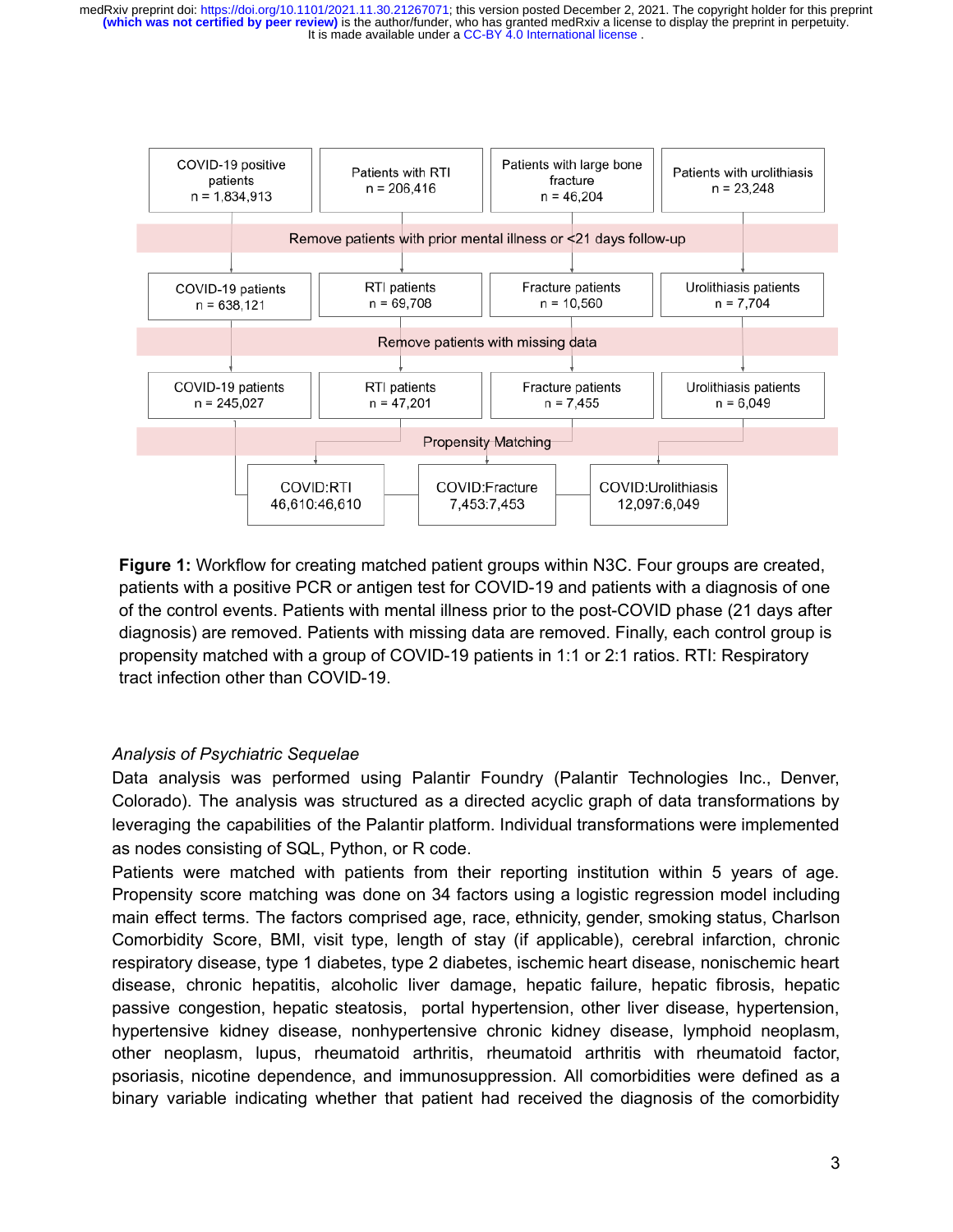COVID-19 positive patients n = 1,834,913 | Patients with RTI n = 206,416 | Patients with large bone fracture n = 46,204 | Patients with urolithiasis n = 23,248

Remove patients with prior mental illness or <21 days follow-up

COVID-19 patients n = 638,121 | RTI patients n = 69,708 | Fracture patients n = 10,560 | Urolithiasis patients n = 7,704

Remove patients with missing data

COVID-19 patients n = 245,027 | RTI patients n = 47,201 | Fracture patients n = 7,455 | Urolithiasis patients n = 6,049

Propensity Matching

COVID:RTI 46,610:46,610 | COVID:Fracture 7,453:7,453 | COVID:Urolithiasis 12,097:6,049

**Figure 1:** Workflow for creating matched patient groups within N3C. Four groups are created, patients with a positive PCR or antigen test for COVID-19 and patients with a diagnosis of one of the control events. Patients with mental illness prior to the post-COVID phase (21 days after diagnosis) are removed. Patients with missing data are removed. Finally, each control group is propensity matched with a group of COVID-19 patients in 1:1 or 2:1 ratios. RTI: Respiratory tract infection other than COVID-19.

*Analysis of Psychiatric Sequelae*

Data analysis was performed using Palantir Foundry (Palantir Technologies Inc., Denver, Colorado). The analysis was structured as a directed acyclic graph of data transformations by leveraging the capabilities of the Palantir platform. Individual transformations were implemented as nodes consisting of SQL, Python, or R code.

Patients were matched with patients from their reporting institution within 5 years of age. Propensity score matching was done on 34 factors using a logistic regression model including main effect terms. The factors comprised age, race, ethnicity, gender, smoking status, Charlson Comorbidity Score, BMI, visit type, length of stay (if applicable), cerebral infarction, chronic respiratory disease, type 1 diabetes, type 2 diabetes, ischemic heart disease, nonischemic heart disease, chronic hepatitis, alcoholic liver damage, hepatic failure, hepatic fibrosis, hepatic passive congestion, hepatic steatosis, portal hypertension, other liver disease, hypertension, hypertensive kidney disease, nonhypertensive chronic kidney disease, lymphoid neoplasm, other neoplasm, lupus, rheumatoid arthritis, rheumatoid arthritis with rheumatoid factor, psoriasis, nicotine dependence, and immunosuppression. All comorbidities were defined as a binary variable indicating whether that patient had received the diagnosis of the comorbidity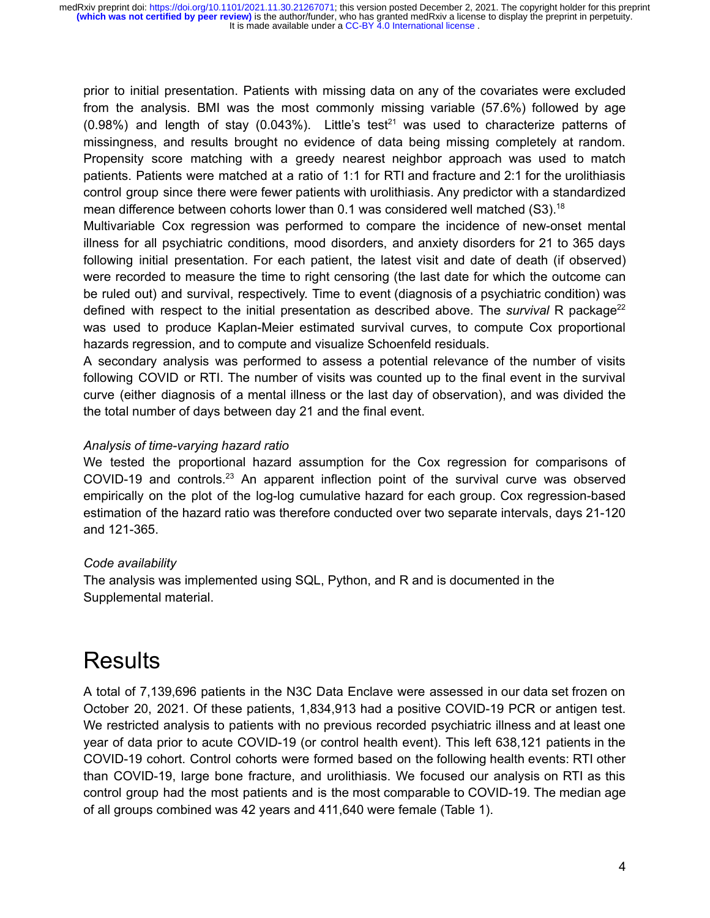prior to initial presentation. Patients with missing data on any of the covariates were excluded from the analysis. BMI was the most commonly missing variable (57.6%) followed by age (0.98%) and length of stay (0.043%). Little's test[21] was used to characterize patterns of missingness, and results brought no evidence of data being missing completely at random. Propensity score matching with a greedy nearest neighbor approach was used to match patients. Patients were matched at a ratio of 1:1 for RTI and fracture and 2:1 for the urolithiasis control group since there were fewer patients with urolithiasis. Any predictor with a standardized mean difference between cohorts lower than 0.1 was considered well matched (S3).[18]

Multivariable Cox regression was performed to compare the incidence of new-onset mental illness for all psychiatric conditions, mood disorders, and anxiety disorders for 21 to 365 days following initial presentation. For each patient, the latest visit and date of death (if observed) were recorded to measure the time to right censoring (the last date for which the outcome can be ruled out) and survival, respectively. Time to event (diagnosis of a psychiatric condition) was defined with respect to the initial presentation as described above. The *survival* R package[22] was used to produce Kaplan-Meier estimated survival curves, to compute Cox proportional hazards regression, and to compute and visualize Schoenfeld residuals.

A secondary analysis was performed to assess a potential relevance of the number of visits following COVID or RTI. The number of visits was counted up to the final event in the survival curve (either diagnosis of a mental illness or the last day of observation), and was divided the the total number of days between day 21 and the final event.

*Analysis of time-varying hazard ratio*

We tested the proportional hazard assumption for the Cox regression for comparisons of COVID-19 and controls.[23] An apparent inflection point of the survival curve was observed empirically on the plot of the log-log cumulative hazard for each group. Cox regression-based estimation of the hazard ratio was therefore conducted over two separate intervals, days 21-120 and 121-365.

*Code availability*

The analysis was implemented using SQL, Python, and R and is documented in the Supplemental material.

# Results

A total of 7,139,696 patients in the N3C Data Enclave were assessed in our data set frozen on October 20, 2021. Of these patients, 1,834,913 had a positive COVID-19 PCR or antigen test. We restricted analysis to patients with no previous recorded psychiatric illness and at least one year of data prior to acute COVID-19 (or control health event). This left 638,121 patients in the COVID-19 cohort. Control cohorts were formed based on the following health events: RTI other than COVID-19, large bone fracture, and urolithiasis. We focused our analysis on RTI as this control group had the most patients and is the most comparable to COVID-19. The median age of all groups combined was 42 years and 411,640 were female (Table 1).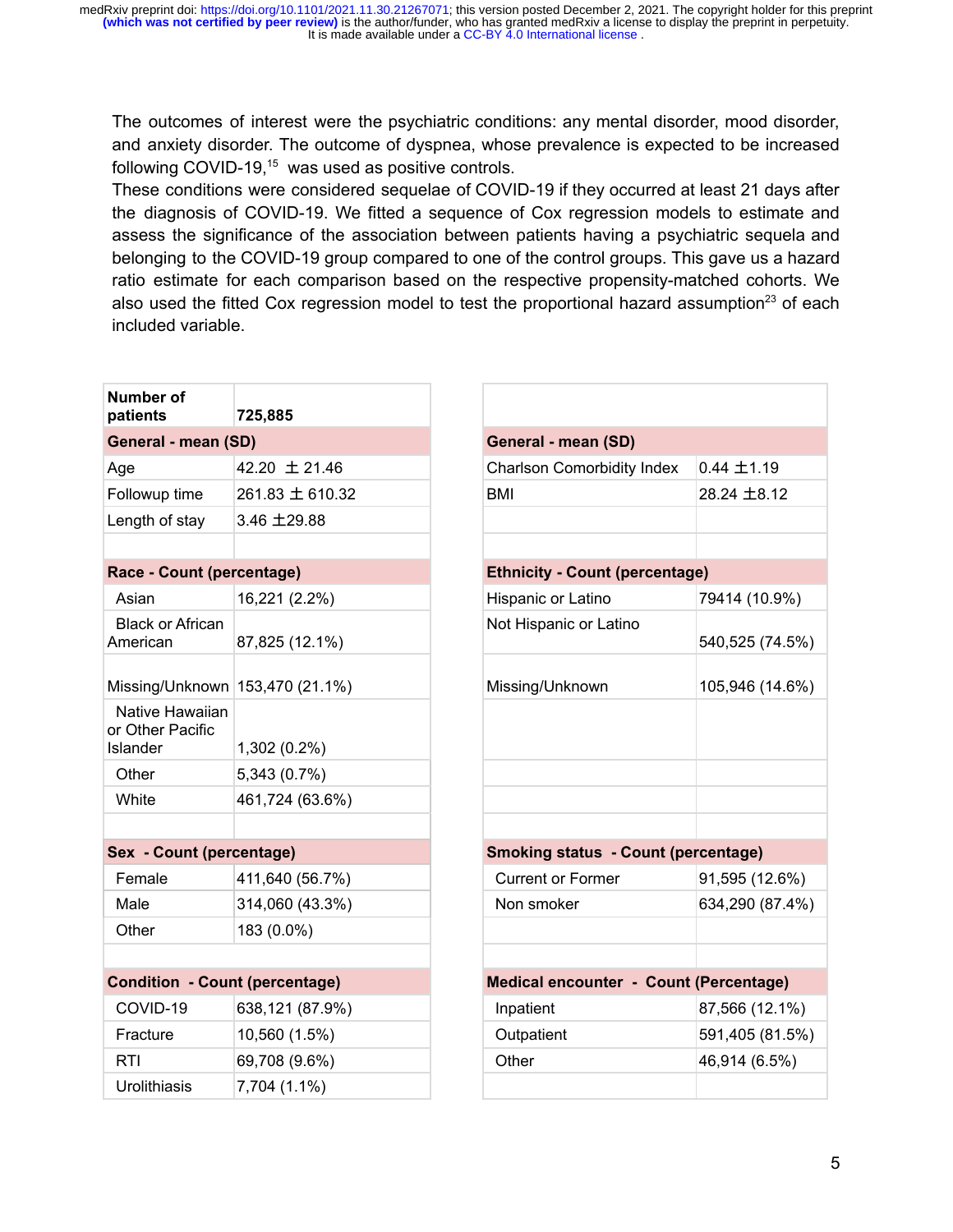The outcomes of interest were the psychiatric conditions: any mental disorder, mood disorder, and anxiety disorder. The outcome of dyspnea, whose prevalence is expected to be increased following COVID-19,[15] was used as positive controls.

These conditions were considered sequelae of COVID-19 if they occurred at least 21 days after the diagnosis of COVID-19. We fitted a sequence of Cox regression models to estimate and assess the significance of the association between patients having a psychiatric sequela and belonging to the COVID-19 group compared to one of the control groups. This gave us a hazard ratio estimate for each comparison based on the respective propensity-matched cohorts. We also used the fitted Cox regression model to test the proportional hazard assumption[23] of each included variable.

| **Number of patients** | **725,885** |
|---|---|
| **General - mean (SD)** | |
| Age | 42.20 ± 21.46 |
| Followup time | 261.83 ± 610.32 |
| Length of stay | 3.46 ±29.88 |
| | |
| **Race - Count (percentage)** | |
| Asian | 16,221 (2.2%) |
| Black or African American | 87,825 (12.1%) |
| Missing/Unknown | 153,470 (21.1%) |
| Native Hawaiian or Other Pacific Islander | 1,302 (0.2%) |
| Other | 5,343 (0.7%) |
| White | 461,724 (63.6%) |
| | |
| **Sex - Count (percentage)** | |
| Female | 411,640 (56.7%) |
| Male | 314,060 (43.3%) |
| Other | 183 (0.0%) |
| | |
| **Condition - Count (percentage)** | |
| COVID-19 | 638,121 (87.9%) |
| Fracture | 10,560 (1.5%) |
| RTI | 69,708 (9.6%) |
| Urolithiasis | 7,704 (1.1%) |

| | |
|---|---|
| **General - mean (SD)** | |
| Charlson Comorbidity Index | 0.44 ±1.19 |
| BMI | 28.24 ±8.12 |
| | |
| **Ethnicity - Count (percentage)** | |
| Hispanic or Latino | 79414 (10.9%) |
| Not Hispanic or Latino | 540,525 (74.5%) |
| Missing/Unknown | 105,946 (14.6%) |
| | |
| **Smoking status - Count (percentage)** | |
| Current or Former | 91,595 (12.6%) |
| Non smoker | 634,290 (87.4%) |
| | |
| **Medical encounter - Count (Percentage)** | |
| Inpatient | 87,566 (12.1%) |
| Outpatient | 591,405 (81.5%) |
| Other | 46,914 (6.5%) |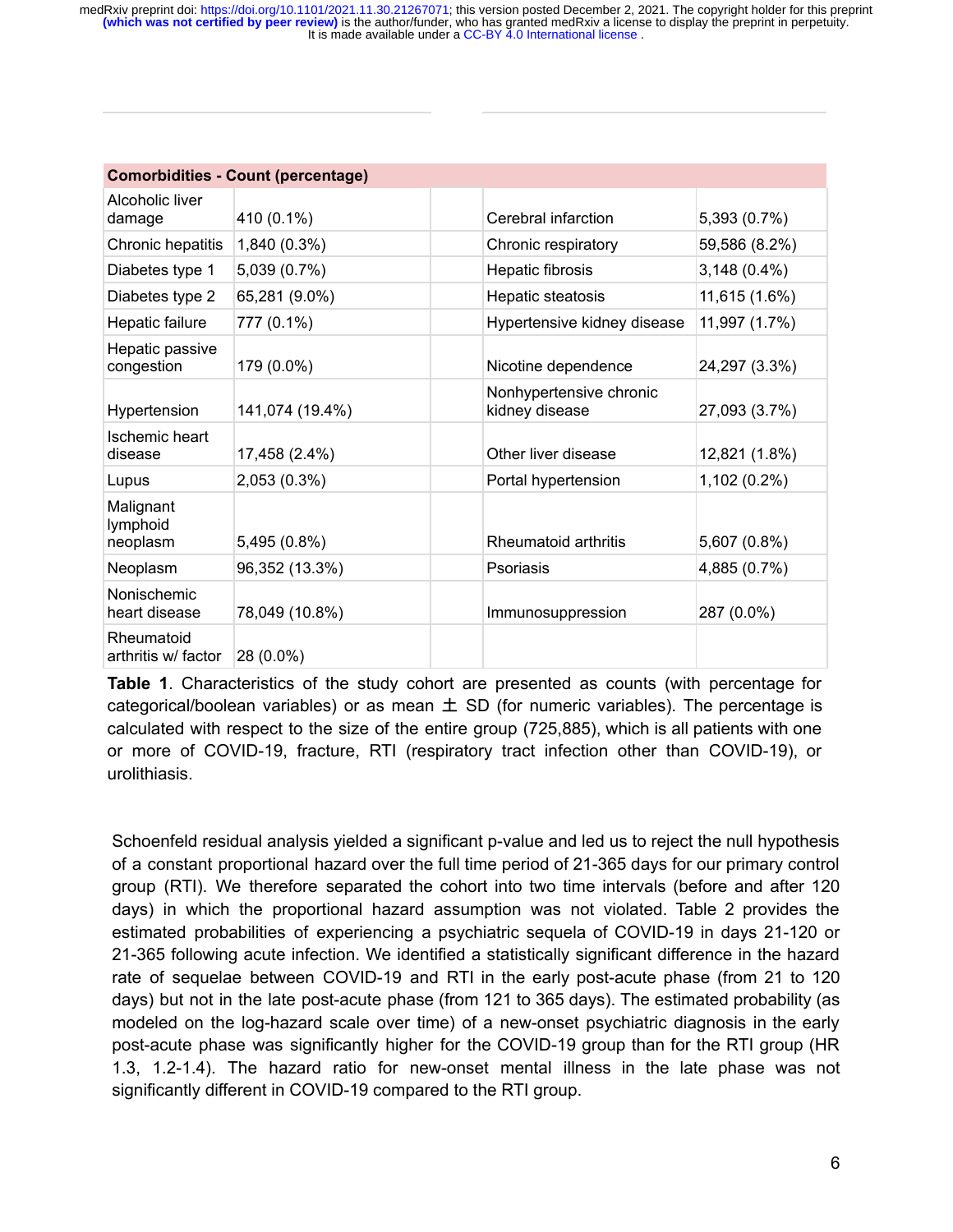| Comorbidities - Count (percentage) | | | | |
|---|---|---|---|---|
| Alcoholic liver damage | 410 (0.1%) | | Cerebral infarction | 5,393 (0.7%) |
| Chronic hepatitis | 1,840 (0.3%) | | Chronic respiratory | 59,586 (8.2%) |
| Diabetes type 1 | 5,039 (0.7%) | | Hepatic fibrosis | 3,148 (0.4%) |
| Diabetes type 2 | 65,281 (9.0%) | | Hepatic steatosis | 11,615 (1.6%) |
| Hepatic failure | 777 (0.1%) | | Hypertensive kidney disease | 11,997 (1.7%) |
| Hepatic passive congestion | 179 (0.0%) | | Nicotine dependence | 24,297 (3.3%) |
| Hypertension | 141,074 (19.4%) | | Nonhypertensive chronic kidney disease | 27,093 (3.7%) |
| Ischemic heart disease | 17,458 (2.4%) | | Other liver disease | 12,821 (1.8%) |
| Lupus | 2,053 (0.3%) | | Portal hypertension | 1,102 (0.2%) |
| Malignant lymphoid neoplasm | 5,495 (0.8%) | | Rheumatoid arthritis | 5,607 (0.8%) |
| Neoplasm | 96,352 (13.3%) | | Psoriasis | 4,885 (0.7%) |
| Nonischemic heart disease | 78,049 (10.8%) | | Immunosuppression | 287 (0.0%) |
| Rheumatoid arthritis w/ factor | 28 (0.0%) | | | |

**Table 1**. Characteristics of the study cohort are presented as counts (with percentage for categorical/boolean variables) or as mean ± SD (for numeric variables). The percentage is calculated with respect to the size of the entire group (725,885), which is all patients with one or more of COVID-19, fracture, RTI (respiratory tract infection other than COVID-19), or urolithiasis.

Schoenfeld residual analysis yielded a significant p-value and led us to reject the null hypothesis of a constant proportional hazard over the full time period of 21-365 days for our primary control group (RTI). We therefore separated the cohort into two time intervals (before and after 120 days) in which the proportional hazard assumption was not violated. Table 2 provides the estimated probabilities of experiencing a psychiatric sequela of COVID-19 in days 21-120 or 21-365 following acute infection. We identified a statistically significant difference in the hazard rate of sequelae between COVID-19 and RTI in the early post-acute phase (from 21 to 120 days) but not in the late post-acute phase (from 121 to 365 days). The estimated probability (as modeled on the log-hazard scale over time) of a new-onset psychiatric diagnosis in the early post-acute phase was significantly higher for the COVID-19 group than for the RTI group (HR 1.3, 1.2-1.4). The hazard ratio for new-onset mental illness in the late phase was not significantly different in COVID-19 compared to the RTI group.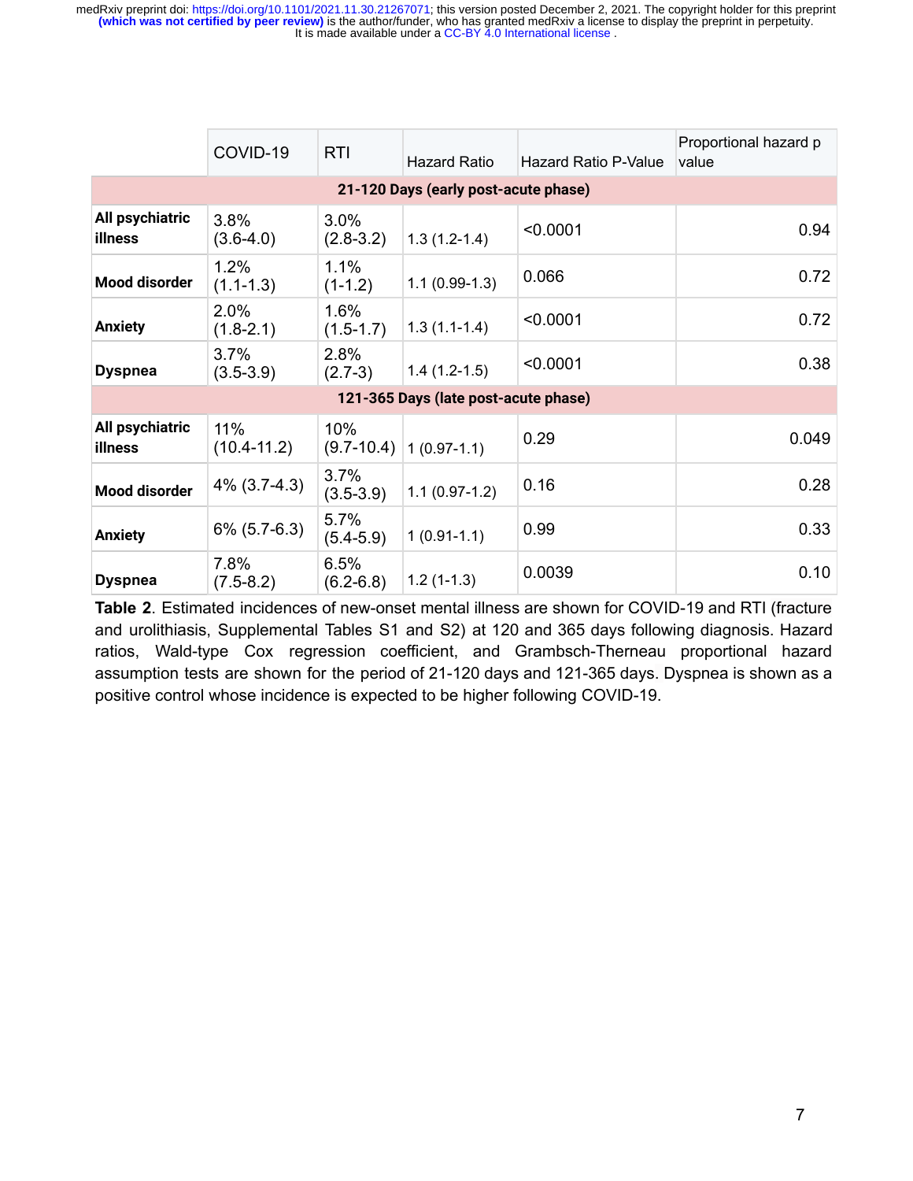| | COVID-19 | RTI | Hazard Ratio | Hazard Ratio P-Value | Proportional hazard p value |
|---|---|---|---|---|---|
| **21-120 Days (early post-acute phase)** | | | | | |
| **All psychiatric illness** | 3.8% (3.6-4.0) | 3.0% (2.8-3.2) | 1.3 (1.2-1.4) | <0.0001 | 0.94 |
| **Mood disorder** | 1.2% (1.1-1.3) | 1.1% (1-1.2) | 1.1 (0.99-1.3) | 0.066 | 0.72 |
| **Anxiety** | 2.0% (1.8-2.1) | 1.6% (1.5-1.7) | 1.3 (1.1-1.4) | <0.0001 | 0.72 |
| **Dyspnea** | 3.7% (3.5-3.9) | 2.8% (2.7-3) | 1.4 (1.2-1.5) | <0.0001 | 0.38 |
| **121-365 Days (late post-acute phase)** | | | | | |
| **All psychiatric illness** | 11% (10.4-11.2) | 10% (9.7-10.4) | 1 (0.97-1.1) | 0.29 | 0.049 |
| **Mood disorder** | 4% (3.7-4.3) | 3.7% (3.5-3.9) | 1.1 (0.97-1.2) | 0.16 | 0.28 |
| **Anxiety** | 6% (5.7-6.3) | 5.7% (5.4-5.9) | 1 (0.91-1.1) | 0.99 | 0.33 |
| **Dyspnea** | 7.8% (7.5-8.2) | 6.5% (6.2-6.8) | 1.2 (1-1.3) | 0.0039 | 0.10 |

**Table 2**. Estimated incidences of new-onset mental illness are shown for COVID-19 and RTI (fracture and urolithiasis, Supplemental Tables S1 and S2) at 120 and 365 days following diagnosis. Hazard ratios, Wald-type Cox regression coefficient, and Grambsch-Therneau proportional hazard assumption tests are shown for the period of 21-120 days and 121-365 days. Dyspnea is shown as a positive control whose incidence is expected to be higher following COVID-19.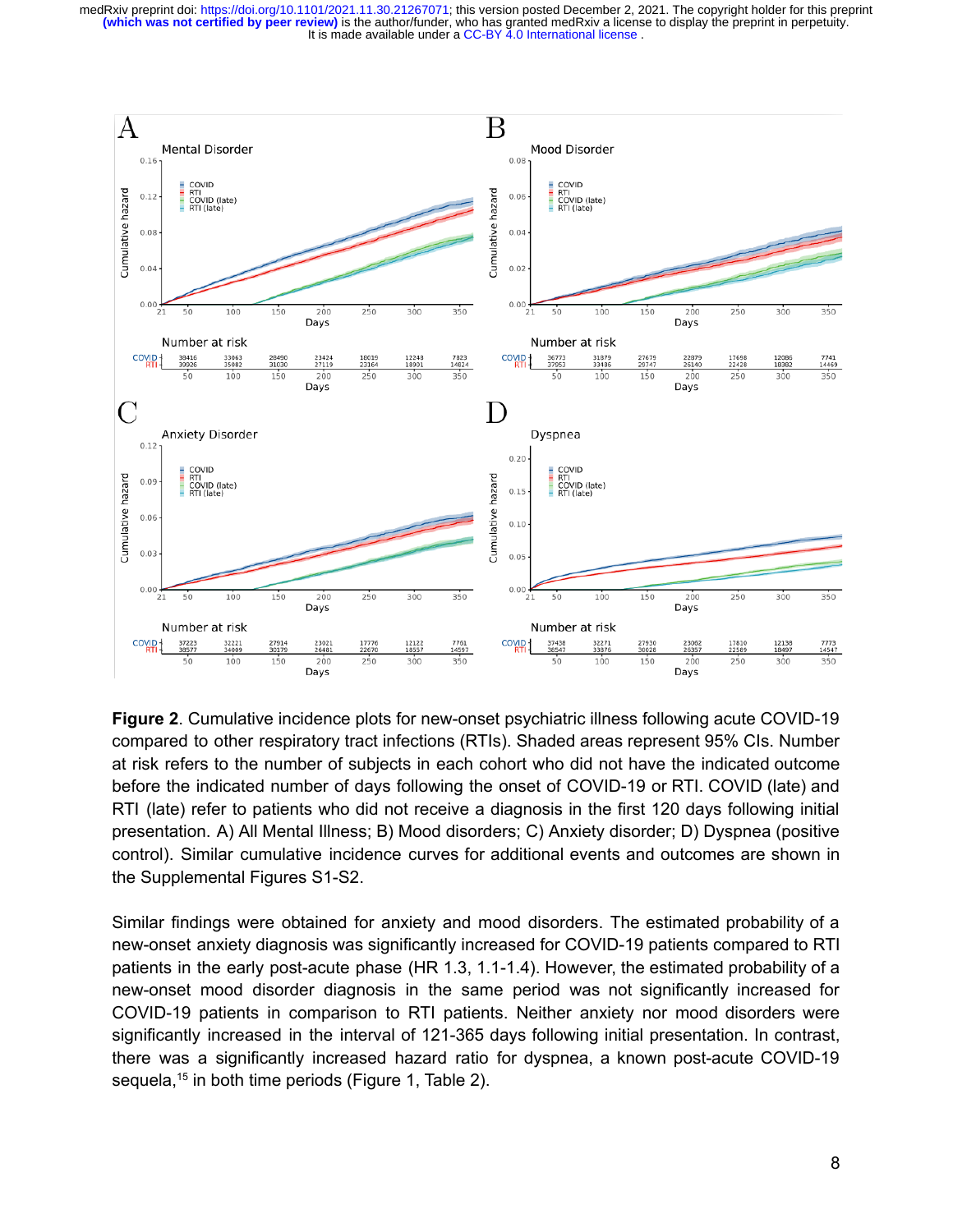**Figure 2**. Cumulative incidence plots for new-onset psychiatric illness following acute COVID-19 compared to other respiratory tract infections (RTIs). Shaded areas represent 95% CIs. Number at risk refers to the number of subjects in each cohort who did not have the indicated outcome before the indicated number of days following the onset of COVID-19 or RTI. COVID (late) and RTI (late) refer to patients who did not receive a diagnosis in the first 120 days following initial presentation. A) All Mental Illness; B) Mood disorders; C) Anxiety disorder; D) Dyspnea (positive control). Similar cumulative incidence curves for additional events and outcomes are shown in the Supplemental Figures S1-S2.

Similar findings were obtained for anxiety and mood disorders. The estimated probability of a new-onset anxiety diagnosis was significantly increased for COVID-19 patients compared to RTI patients in the early post-acute phase (HR 1.3, 1.1-1.4). However, the estimated probability of a new-onset mood disorder diagnosis in the same period was not significantly increased for COVID-19 patients in comparison to RTI patients. Neither anxiety nor mood disorders were significantly increased in the interval of 121-365 days following initial presentation. In contrast, there was a significantly increased hazard ratio for dyspnea, a known post-acute COVID-19 sequela,[15] in both time periods (Figure 1, Table 2).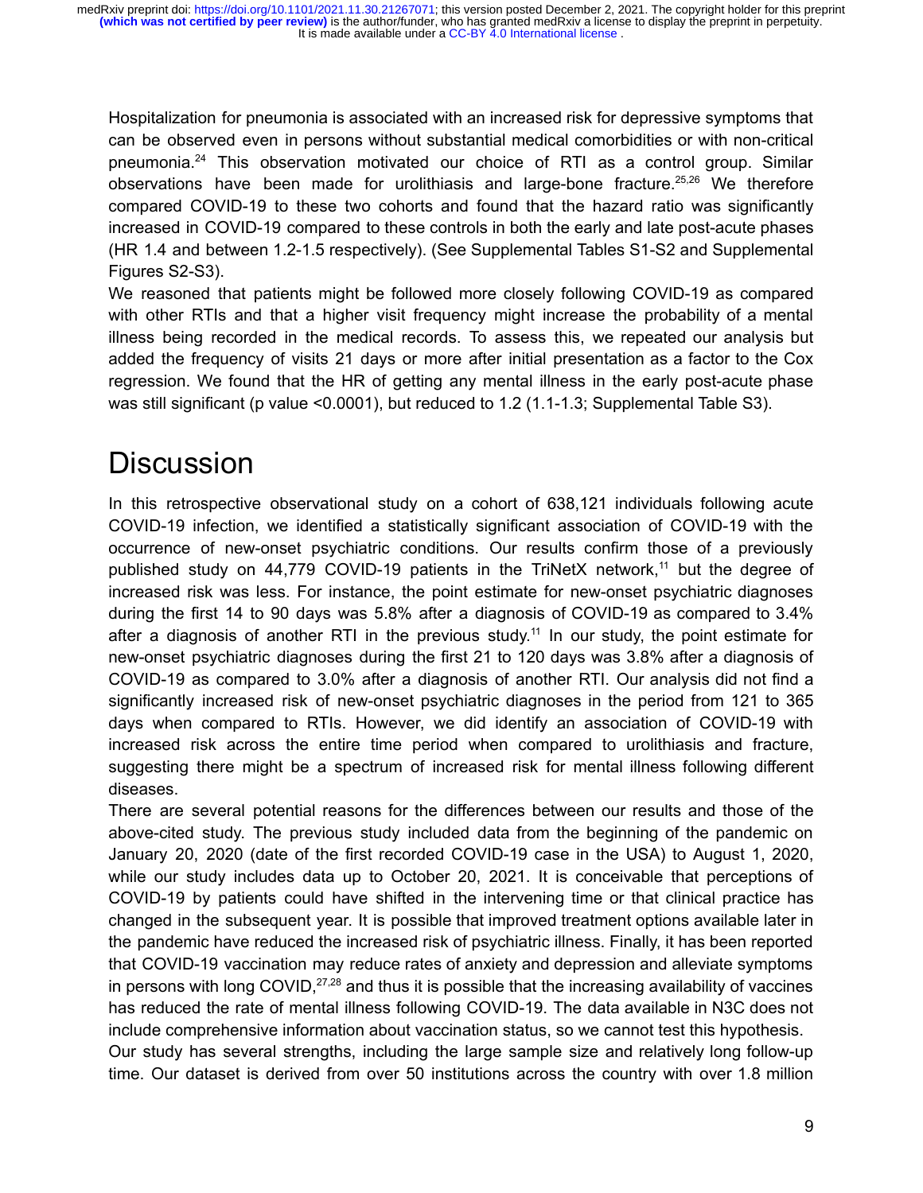Hospitalization for pneumonia is associated with an increased risk for depressive symptoms that can be observed even in persons without substantial medical comorbidities or with non-critical pneumonia.[24] This observation motivated our choice of RTI as a control group. Similar observations have been made for urolithiasis and large-bone fracture.[25,26] We therefore compared COVID-19 to these two cohorts and found that the hazard ratio was significantly increased in COVID-19 compared to these controls in both the early and late post-acute phases (HR 1.4 and between 1.2-1.5 respectively). (See Supplemental Tables S1-S2 and Supplemental Figures S2-S3).

We reasoned that patients might be followed more closely following COVID-19 as compared with other RTIs and that a higher visit frequency might increase the probability of a mental illness being recorded in the medical records. To assess this, we repeated our analysis but added the frequency of visits 21 days or more after initial presentation as a factor to the Cox regression. We found that the HR of getting any mental illness in the early post-acute phase was still significant (p value <0.0001), but reduced to 1.2 (1.1-1.3; Supplemental Table S3).

# Discussion

In this retrospective observational study on a cohort of 638,121 individuals following acute COVID-19 infection, we identified a statistically significant association of COVID-19 with the occurrence of new-onset psychiatric conditions. Our results confirm those of a previously published study on 44,779 COVID-19 patients in the TriNetX network,[11] but the degree of increased risk was less. For instance, the point estimate for new-onset psychiatric diagnoses during the first 14 to 90 days was 5.8% after a diagnosis of COVID-19 as compared to 3.4% after a diagnosis of another RTI in the previous study.[11] In our study, the point estimate for new-onset psychiatric diagnoses during the first 21 to 120 days was 3.8% after a diagnosis of COVID-19 as compared to 3.0% after a diagnosis of another RTI. Our analysis did not find a significantly increased risk of new-onset psychiatric diagnoses in the period from 121 to 365 days when compared to RTIs. However, we did identify an association of COVID-19 with increased risk across the entire time period when compared to urolithiasis and fracture, suggesting there might be a spectrum of increased risk for mental illness following different diseases.

There are several potential reasons for the differences between our results and those of the above-cited study. The previous study included data from the beginning of the pandemic on January 20, 2020 (date of the first recorded COVID-19 case in the USA) to August 1, 2020, while our study includes data up to October 20, 2021. It is conceivable that perceptions of COVID-19 by patients could have shifted in the intervening time or that clinical practice has changed in the subsequent year. It is possible that improved treatment options available later in the pandemic have reduced the increased risk of psychiatric illness. Finally, it has been reported that COVID-19 vaccination may reduce rates of anxiety and depression and alleviate symptoms in persons with long COVID,[27,28] and thus it is possible that the increasing availability of vaccines has reduced the rate of mental illness following COVID-19. The data available in N3C does not include comprehensive information about vaccination status, so we cannot test this hypothesis.

Our study has several strengths, including the large sample size and relatively long follow-up time. Our dataset is derived from over 50 institutions across the country with over 1.8 million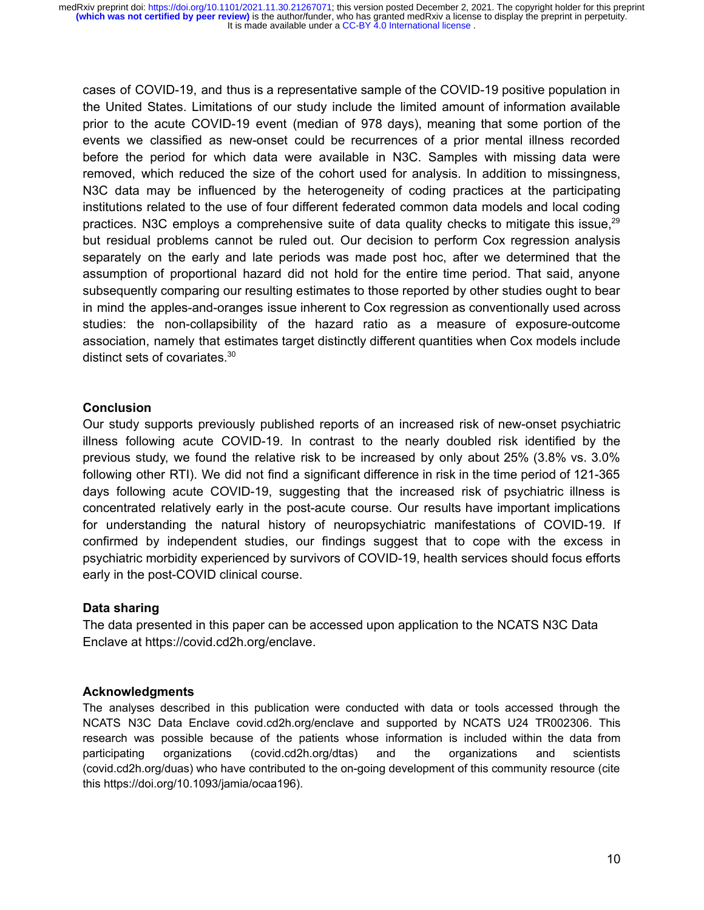cases of COVID-19, and thus is a representative sample of the COVID-19 positive population in the United States. Limitations of our study include the limited amount of information available prior to the acute COVID-19 event (median of 978 days), meaning that some portion of the events we classified as new-onset could be recurrences of a prior mental illness recorded before the period for which data were available in N3C. Samples with missing data were removed, which reduced the size of the cohort used for analysis. In addition to missingness, N3C data may be influenced by the heterogeneity of coding practices at the participating institutions related to the use of four different federated common data models and local coding practices. N3C employs a comprehensive suite of data quality checks to mitigate this issue,[29] but residual problems cannot be ruled out. Our decision to perform Cox regression analysis separately on the early and late periods was made post hoc, after we determined that the assumption of proportional hazard did not hold for the entire time period. That said, anyone subsequently comparing our resulting estimates to those reported by other studies ought to bear in mind the apples-and-oranges issue inherent to Cox regression as conventionally used across studies: the non-collapsibility of the hazard ratio as a measure of exposure-outcome association, namely that estimates target distinctly different quantities when Cox models include distinct sets of covariates.[30]

### Conclusion

Our study supports previously published reports of an increased risk of new-onset psychiatric illness following acute COVID-19. In contrast to the nearly doubled risk identified by the previous study, we found the relative risk to be increased by only about 25% (3.8% vs. 3.0% following other RTI). We did not find a significant difference in risk in the time period of 121-365 days following acute COVID-19, suggesting that the increased risk of psychiatric illness is concentrated relatively early in the post-acute course. Our results have important implications for understanding the natural history of neuropsychiatric manifestations of COVID-19. If confirmed by independent studies, our findings suggest that to cope with the excess in psychiatric morbidity experienced by survivors of COVID-19, health services should focus efforts early in the post-COVID clinical course.

### Data sharing

The data presented in this paper can be accessed upon application to the NCATS N3C Data Enclave at https://covid.cd2h.org/enclave.

### Acknowledgments

The analyses described in this publication were conducted with data or tools accessed through the NCATS N3C Data Enclave covid.cd2h.org/enclave and supported by NCATS U24 TR002306. This research was possible because of the patients whose information is included within the data from participating organizations (covid.cd2h.org/dtas) and the organizations and scientists (covid.cd2h.org/duas) who have contributed to the on-going development of this community resource (cite this https://doi.org/10.1093/jamia/ocaa196).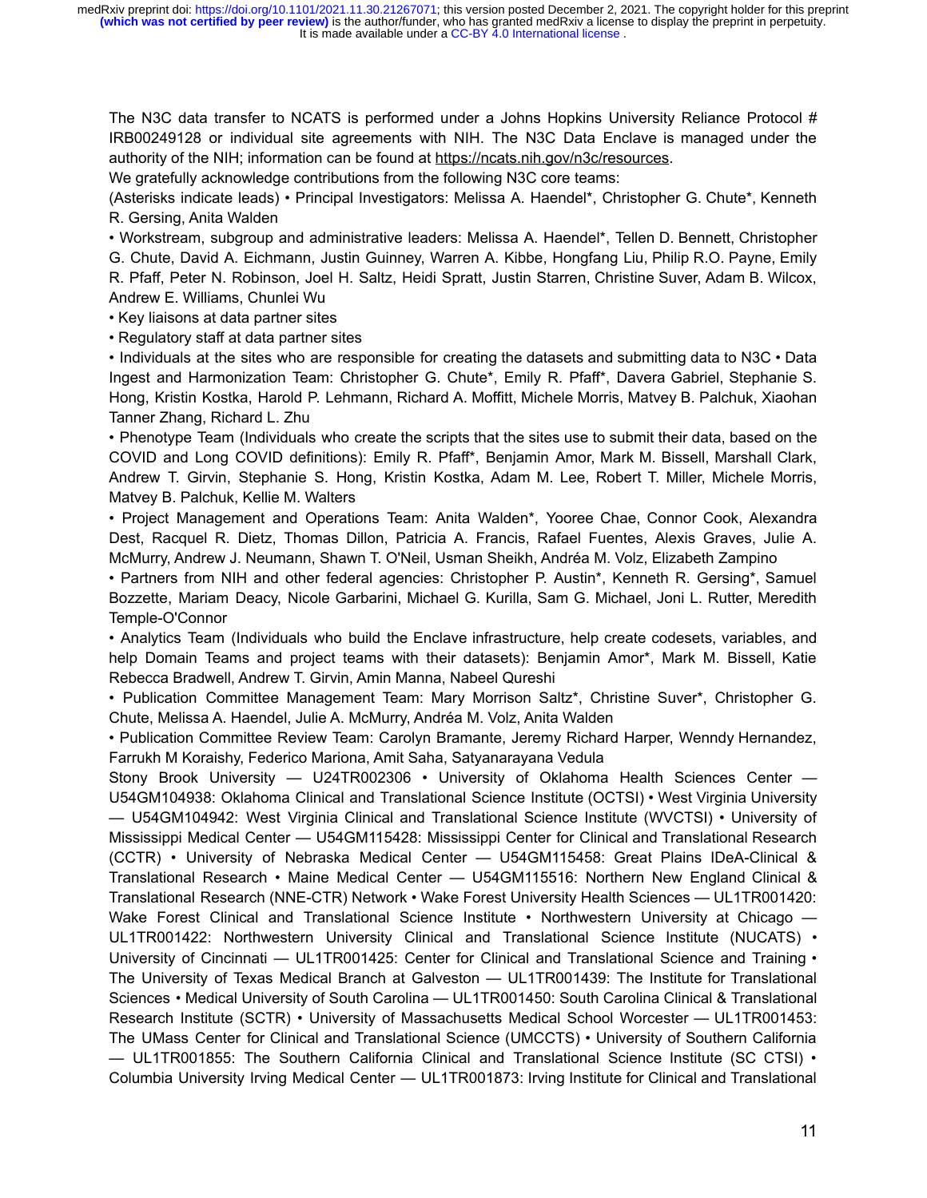The N3C data transfer to NCATS is performed under a Johns Hopkins University Reliance Protocol # IRB00249128 or individual site agreements with NIH. The N3C Data Enclave is managed under the authority of the NIH; information can be found at https://ncats.nih.gov/n3c/resources.

We gratefully acknowledge contributions from the following N3C core teams:

(Asterisks indicate leads) • Principal Investigators: Melissa A. Haendel*, Christopher G. Chute*, Kenneth R. Gersing, Anita Walden

• Workstream, subgroup and administrative leaders: Melissa A. Haendel*, Tellen D. Bennett, Christopher G. Chute, David A. Eichmann, Justin Guinney, Warren A. Kibbe, Hongfang Liu, Philip R.O. Payne, Emily R. Pfaff, Peter N. Robinson, Joel H. Saltz, Heidi Spratt, Justin Starren, Christine Suver, Adam B. Wilcox, Andrew E. Williams, Chunlei Wu

• Key liaisons at data partner sites

• Regulatory staff at data partner sites

• Individuals at the sites who are responsible for creating the datasets and submitting data to N3C • Data Ingest and Harmonization Team: Christopher G. Chute*, Emily R. Pfaff*, Davera Gabriel, Stephanie S. Hong, Kristin Kostka, Harold P. Lehmann, Richard A. Moffitt, Michele Morris, Matvey B. Palchuk, Xiaohan Tanner Zhang, Richard L. Zhu

• Phenotype Team (Individuals who create the scripts that the sites use to submit their data, based on the COVID and Long COVID definitions): Emily R. Pfaff*, Benjamin Amor, Mark M. Bissell, Marshall Clark, Andrew T. Girvin, Stephanie S. Hong, Kristin Kostka, Adam M. Lee, Robert T. Miller, Michele Morris, Matvey B. Palchuk, Kellie M. Walters

• Project Management and Operations Team: Anita Walden*, Yooree Chae, Connor Cook, Alexandra Dest, Racquel R. Dietz, Thomas Dillon, Patricia A. Francis, Rafael Fuentes, Alexis Graves, Julie A. McMurry, Andrew J. Neumann, Shawn T. O'Neil, Usman Sheikh, Andréa M. Volz, Elizabeth Zampino

• Partners from NIH and other federal agencies: Christopher P. Austin*, Kenneth R. Gersing*, Samuel Bozzette, Mariam Deacy, Nicole Garbarini, Michael G. Kurilla, Sam G. Michael, Joni L. Rutter, Meredith Temple-O'Connor

• Analytics Team (Individuals who build the Enclave infrastructure, help create codesets, variables, and help Domain Teams and project teams with their datasets): Benjamin Amor*, Mark M. Bissell, Katie Rebecca Bradwell, Andrew T. Girvin, Amin Manna, Nabeel Qureshi

• Publication Committee Management Team: Mary Morrison Saltz*, Christine Suver*, Christopher G. Chute, Melissa A. Haendel, Julie A. McMurry, Andréa M. Volz, Anita Walden

• Publication Committee Review Team: Carolyn Bramante, Jeremy Richard Harper, Wenndy Hernandez, Farrukh M Koraishy, Federico Mariona, Amit Saha, Satyanarayana Vedula

Stony Brook University — U24TR002306 • University of Oklahoma Health Sciences Center — U54GM104938: Oklahoma Clinical and Translational Science Institute (OCTSI) • West Virginia University — U54GM104942: West Virginia Clinical and Translational Science Institute (WVCTSI) • University of Mississippi Medical Center — U54GM115428: Mississippi Center for Clinical and Translational Research (CCTR) • University of Nebraska Medical Center — U54GM115458: Great Plains IDeA-Clinical & Translational Research • Maine Medical Center — U54GM115516: Northern New England Clinical & Translational Research (NNE-CTR) Network • Wake Forest University Health Sciences — UL1TR001420: Wake Forest Clinical and Translational Science Institute • Northwestern University at Chicago — UL1TR001422: Northwestern University Clinical and Translational Science Institute (NUCATS) • University of Cincinnati — UL1TR001425: Center for Clinical and Translational Science and Training • The University of Texas Medical Branch at Galveston — UL1TR001439: The Institute for Translational Sciences • Medical University of South Carolina — UL1TR001450: South Carolina Clinical & Translational Research Institute (SCTR) • University of Massachusetts Medical School Worcester — UL1TR001453: The UMass Center for Clinical and Translational Science (UMCCTS) • University of Southern California — UL1TR001855: The Southern California Clinical and Translational Science Institute (SC CTSI) • Columbia University Irving Medical Center — UL1TR001873: Irving Institute for Clinical and Translational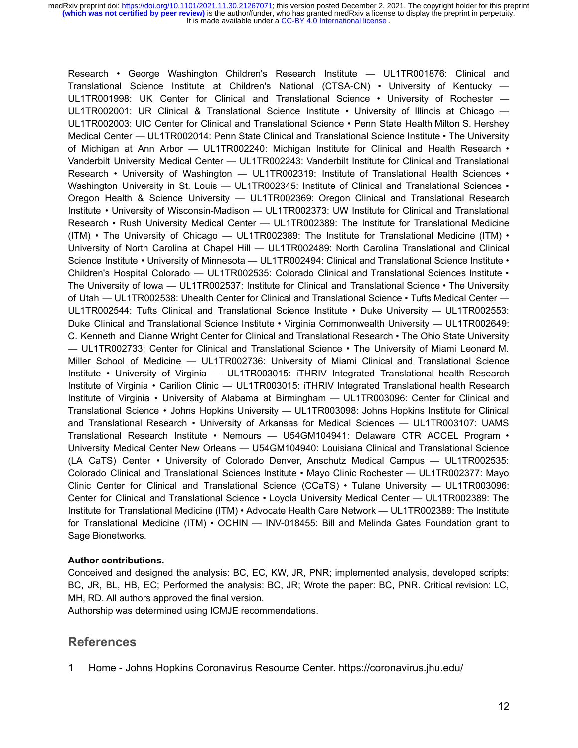Research • George Washington Children's Research Institute — UL1TR001876: Clinical and Translational Science Institute at Children's National (CTSA-CN) • University of Kentucky — UL1TR001998: UK Center for Clinical and Translational Science • University of Rochester — UL1TR002001: UR Clinical & Translational Science Institute • University of Illinois at Chicago — UL1TR002003: UIC Center for Clinical and Translational Science • Penn State Health Milton S. Hershey Medical Center — UL1TR002014: Penn State Clinical and Translational Science Institute • The University of Michigan at Ann Arbor — UL1TR002240: Michigan Institute for Clinical and Health Research • Vanderbilt University Medical Center — UL1TR002243: Vanderbilt Institute for Clinical and Translational Research • University of Washington — UL1TR002319: Institute of Translational Health Sciences • Washington University in St. Louis — UL1TR002345: Institute of Clinical and Translational Sciences • Oregon Health & Science University — UL1TR002369: Oregon Clinical and Translational Research Institute • University of Wisconsin-Madison — UL1TR002373: UW Institute for Clinical and Translational Research • Rush University Medical Center — UL1TR002389: The Institute for Translational Medicine (ITM) • The University of Chicago — UL1TR002389: The Institute for Translational Medicine (ITM) • University of North Carolina at Chapel Hill — UL1TR002489: North Carolina Translational and Clinical Science Institute • University of Minnesota — UL1TR002494: Clinical and Translational Science Institute • Children's Hospital Colorado — UL1TR002535: Colorado Clinical and Translational Sciences Institute • The University of Iowa — UL1TR002537: Institute for Clinical and Translational Science • The University of Utah — UL1TR002538: Uhealth Center for Clinical and Translational Science • Tufts Medical Center — UL1TR002544: Tufts Clinical and Translational Science Institute • Duke University — UL1TR002553: Duke Clinical and Translational Science Institute • Virginia Commonwealth University — UL1TR002649: C. Kenneth and Dianne Wright Center for Clinical and Translational Research • The Ohio State University — UL1TR002733: Center for Clinical and Translational Science • The University of Miami Leonard M. Miller School of Medicine — UL1TR002736: University of Miami Clinical and Translational Science Institute • University of Virginia — UL1TR003015: iTHRIV Integrated Translational health Research Institute of Virginia • Carilion Clinic — UL1TR003015: iTHRIV Integrated Translational health Research Institute of Virginia • University of Alabama at Birmingham — UL1TR003096: Center for Clinical and Translational Science • Johns Hopkins University — UL1TR003098: Johns Hopkins Institute for Clinical and Translational Research • University of Arkansas for Medical Sciences — UL1TR003107: UAMS Translational Research Institute • Nemours — U54GM104941: Delaware CTR ACCEL Program • University Medical Center New Orleans — U54GM104940: Louisiana Clinical and Translational Science (LA CaTS) Center • University of Colorado Denver, Anschutz Medical Campus — UL1TR002535: Colorado Clinical and Translational Sciences Institute • Mayo Clinic Rochester — UL1TR002377: Mayo Clinic Center for Clinical and Translational Science (CCaTS) • Tulane University — UL1TR003096: Center for Clinical and Translational Science • Loyola University Medical Center — UL1TR002389: The Institute for Translational Medicine (ITM) • Advocate Health Care Network — UL1TR002389: The Institute for Translational Medicine (ITM) • OCHIN — INV-018455: Bill and Melinda Gates Foundation grant to Sage Bionetworks.

**Author contributions.**
Conceived and designed the analysis: BC, EC, KW, JR, PNR; implemented analysis, developed scripts: BC, JR, BL, HB, EC; Performed the analysis: BC, JR; Wrote the paper: BC, PNR. Critical revision: LC, MH, RD. All authors approved the final version.
Authorship was determined using ICMJE recommendations.

## References

1 Home - Johns Hopkins Coronavirus Resource Center. https://coronavirus.jhu.edu/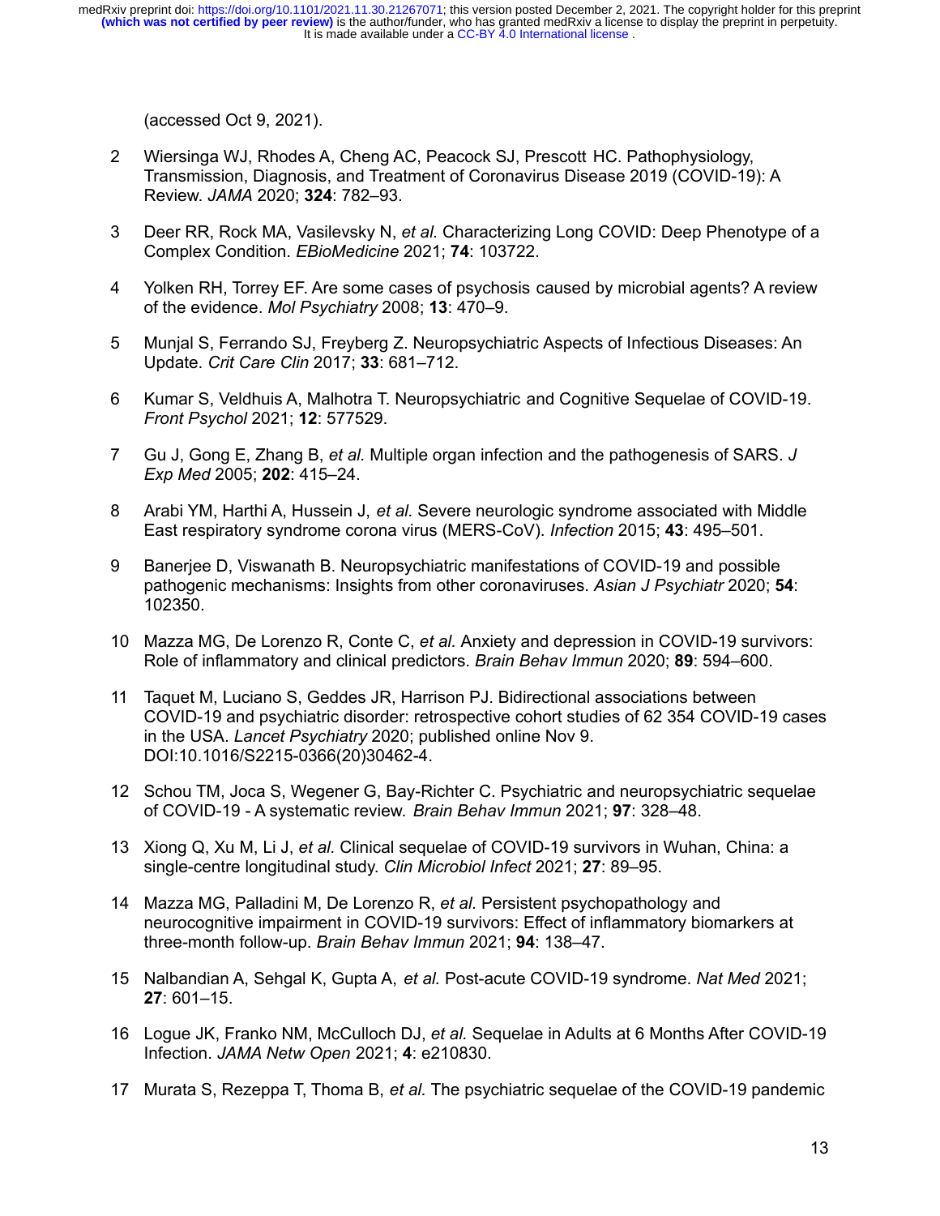(accessed Oct 9, 2021).

2. Wiersinga WJ, Rhodes A, Cheng AC, Peacock SJ, Prescott HC. Pathophysiology, Transmission, Diagnosis, and Treatment of Coronavirus Disease 2019 (COVID-19): A Review. *JAMA* 2020; **324**: 782–93.
3. Deer RR, Rock MA, Vasilevsky N, *et al.* Characterizing Long COVID: Deep Phenotype of a Complex Condition. *EBioMedicine* 2021; **74**: 103722.
4. Yolken RH, Torrey EF. Are some cases of psychosis caused by microbial agents? A review of the evidence. *Mol Psychiatry* 2008; **13**: 470–9.
5. Munjal S, Ferrando SJ, Freyberg Z. Neuropsychiatric Aspects of Infectious Diseases: An Update. *Crit Care Clin* 2017; **33**: 681–712.
6. Kumar S, Veldhuis A, Malhotra T. Neuropsychiatric and Cognitive Sequelae of COVID-19. *Front Psychol* 2021; **12**: 577529.
7. Gu J, Gong E, Zhang B, *et al.* Multiple organ infection and the pathogenesis of SARS. *J Exp Med* 2005; **202**: 415–24.
8. Arabi YM, Harthi A, Hussein J, *et al.* Severe neurologic syndrome associated with Middle East respiratory syndrome corona virus (MERS-CoV). *Infection* 2015; **43**: 495–501.
9. Banerjee D, Viswanath B. Neuropsychiatric manifestations of COVID-19 and possible pathogenic mechanisms: Insights from other coronaviruses. *Asian J Psychiatr* 2020; **54**: 102350.
10. Mazza MG, De Lorenzo R, Conte C, *et al.* Anxiety and depression in COVID-19 survivors: Role of inflammatory and clinical predictors. *Brain Behav Immun* 2020; **89**: 594–600.
11. Taquet M, Luciano S, Geddes JR, Harrison PJ. Bidirectional associations between COVID-19 and psychiatric disorder: retrospective cohort studies of 62 354 COVID-19 cases in the USA. *Lancet Psychiatry* 2020; published online Nov 9. DOI:10.1016/S2215-0366(20)30462-4.
12. Schou TM, Joca S, Wegener G, Bay-Richter C. Psychiatric and neuropsychiatric sequelae of COVID-19 - A systematic review. *Brain Behav Immun* 2021; **97**: 328–48.
13. Xiong Q, Xu M, Li J, *et al.* Clinical sequelae of COVID-19 survivors in Wuhan, China: a single-centre longitudinal study. *Clin Microbiol Infect* 2021; **27**: 89–95.
14. Mazza MG, Palladini M, De Lorenzo R, *et al.* Persistent psychopathology and neurocognitive impairment in COVID-19 survivors: Effect of inflammatory biomarkers at three-month follow-up. *Brain Behav Immun* 2021; **94**: 138–47.
15. Nalbandian A, Sehgal K, Gupta A, *et al.* Post-acute COVID-19 syndrome. *Nat Med* 2021; **27**: 601–15.
16. Logue JK, Franko NM, McCulloch DJ, *et al.* Sequelae in Adults at 6 Months After COVID-19 Infection. *JAMA Netw Open* 2021; **4**: e210830.
17. Murata S, Rezeppa T, Thoma B, *et al.* The psychiatric sequelae of the COVID-19 pandemic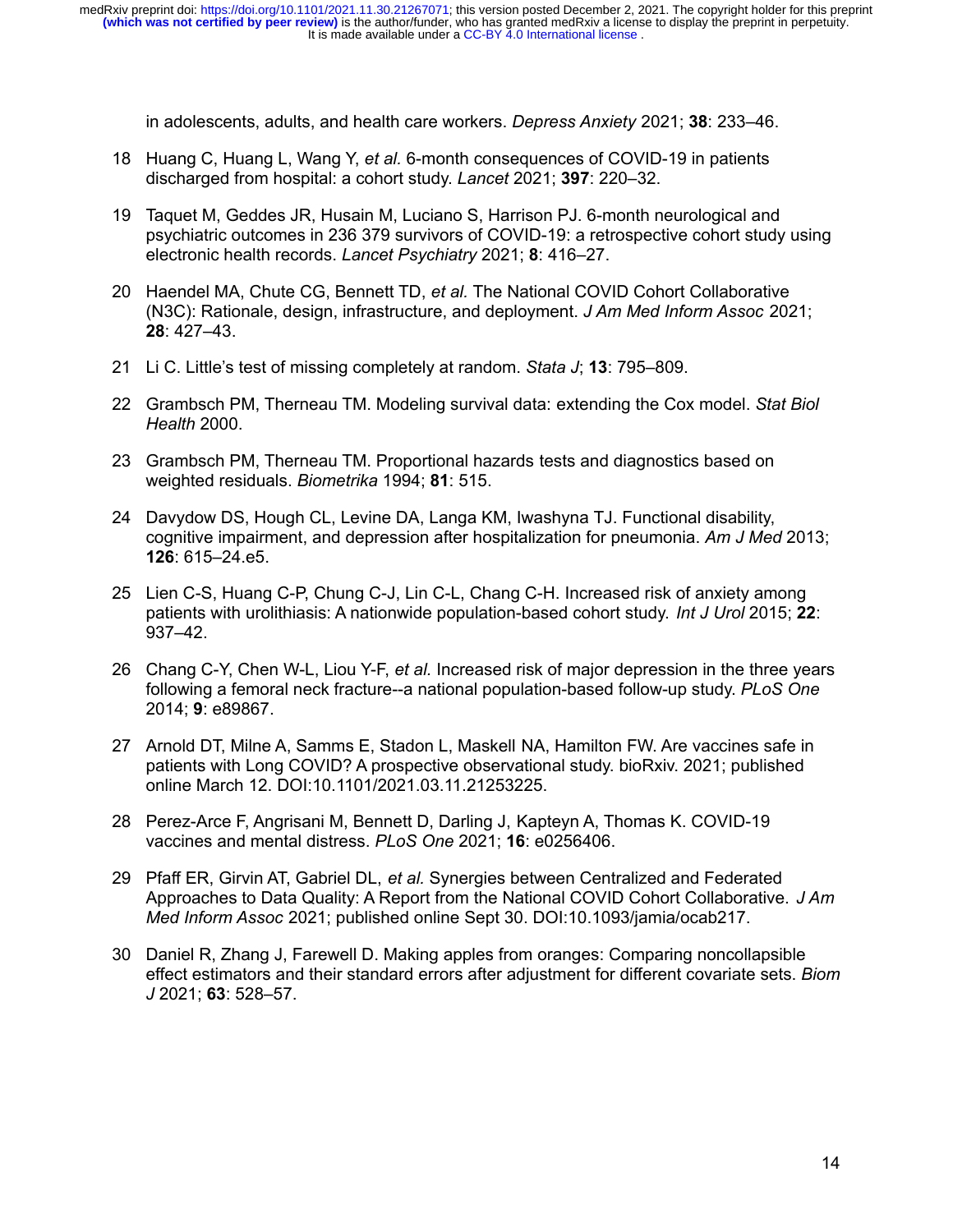in adolescents, adults, and health care workers. *Depress Anxiety* 2021; **38**: 233–46.

18 Huang C, Huang L, Wang Y, *et al.* 6-month consequences of COVID-19 in patients discharged from hospital: a cohort study. *Lancet* 2021; **397**: 220–32.

19 Taquet M, Geddes JR, Husain M, Luciano S, Harrison PJ. 6-month neurological and psychiatric outcomes in 236 379 survivors of COVID-19: a retrospective cohort study using electronic health records. *Lancet Psychiatry* 2021; **8**: 416–27.

20 Haendel MA, Chute CG, Bennett TD, *et al.* The National COVID Cohort Collaborative (N3C): Rationale, design, infrastructure, and deployment. *J Am Med Inform Assoc* 2021; **28**: 427–43.

21 Li C. Little's test of missing completely at random. *Stata J*; **13**: 795–809.

22 Grambsch PM, Therneau TM. Modeling survival data: extending the Cox model. *Stat Biol Health* 2000.

23 Grambsch PM, Therneau TM. Proportional hazards tests and diagnostics based on weighted residuals. *Biometrika* 1994; **81**: 515.

24 Davydow DS, Hough CL, Levine DA, Langa KM, Iwashyna TJ. Functional disability, cognitive impairment, and depression after hospitalization for pneumonia. *Am J Med* 2013; **126**: 615–24.e5.

25 Lien C-S, Huang C-P, Chung C-J, Lin C-L, Chang C-H. Increased risk of anxiety among patients with urolithiasis: A nationwide population-based cohort study. *Int J Urol* 2015; **22**: 937–42.

26 Chang C-Y, Chen W-L, Liou Y-F, *et al.* Increased risk of major depression in the three years following a femoral neck fracture--a national population-based follow-up study. *PLoS One* 2014; **9**: e89867.

27 Arnold DT, Milne A, Samms E, Stadon L, Maskell NA, Hamilton FW. Are vaccines safe in patients with Long COVID? A prospective observational study. bioRxiv. 2021; published online March 12. DOI:10.1101/2021.03.11.21253225.

28 Perez-Arce F, Angrisani M, Bennett D, Darling J, Kapteyn A, Thomas K. COVID-19 vaccines and mental distress. *PLoS One* 2021; **16**: e0256406.

29 Pfaff ER, Girvin AT, Gabriel DL, *et al.* Synergies between Centralized and Federated Approaches to Data Quality: A Report from the National COVID Cohort Collaborative. *J Am Med Inform Assoc* 2021; published online Sept 30. DOI:10.1093/jamia/ocab217.

30 Daniel R, Zhang J, Farewell D. Making apples from oranges: Comparing noncollapsible effect estimators and their standard errors after adjustment for different covariate sets. *Biom J* 2021; **63**: 528–57.